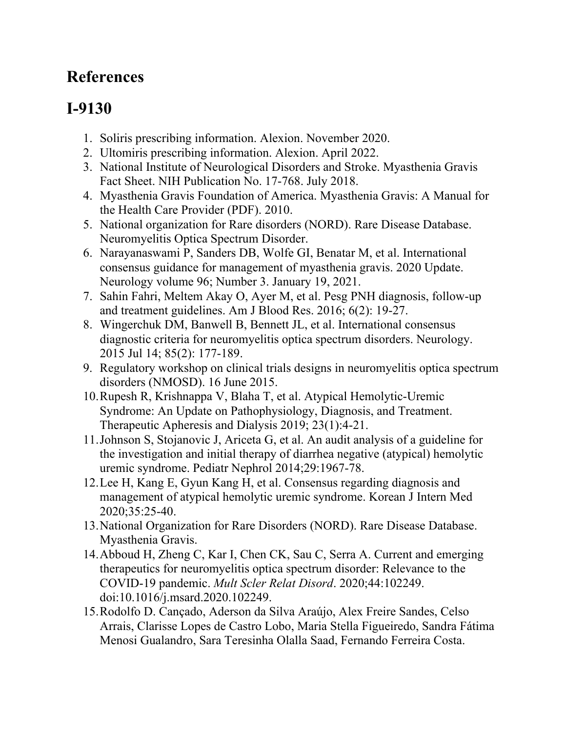## References

## I-9130

1. Soliris prescribing information. Alexion. November 2020.
2. Ultomiris prescribing information. Alexion. April 2022.
3. National Institute of Neurological Disorders and Stroke. Myasthenia Gravis Fact Sheet. NIH Publication No. 17-768. July 2018.
4. Myasthenia Gravis Foundation of America. Myasthenia Gravis: A Manual for the Health Care Provider (PDF). 2010.
5. National organization for Rare disorders (NORD). Rare Disease Database. Neuromyelitis Optica Spectrum Disorder.
6. Narayanaswami P, Sanders DB, Wolfe GI, Benatar M, et al. International consensus guidance for management of myasthenia gravis. 2020 Update. Neurology volume 96; Number 3. January 19, 2021.
7. Sahin Fahri, Meltem Akay O, Ayer M, et al. Pesg PNH diagnosis, follow-up and treatment guidelines. Am J Blood Res. 2016; 6(2): 19-27.
8. Wingerchuk DM, Banwell B, Bennett JL, et al. International consensus diagnostic criteria for neuromyelitis optica spectrum disorders. Neurology. 2015 Jul 14; 85(2): 177-189.
9. Regulatory workshop on clinical trials designs in neuromyelitis optica spectrum disorders (NMOSD). 16 June 2015.
10. Rupesh R, Krishnappa V, Blaha T, et al. Atypical Hemolytic-Uremic Syndrome: An Update on Pathophysiology, Diagnosis, and Treatment. Therapeutic Apheresis and Dialysis 2019; 23(1):4-21.
11. Johnson S, Stojanovic J, Ariceta G, et al. An audit analysis of a guideline for the investigation and initial therapy of diarrhea negative (atypical) hemolytic uremic syndrome. Pediatr Nephrol 2014;29:1967-78.
12. Lee H, Kang E, Gyun Kang H, et al. Consensus regarding diagnosis and management of atypical hemolytic uremic syndrome. Korean J Intern Med 2020;35:25-40.
13. National Organization for Rare Disorders (NORD). Rare Disease Database. Myasthenia Gravis.
14. Abboud H, Zheng C, Kar I, Chen CK, Sau C, Serra A. Current and emerging therapeutics for neuromyelitis optica spectrum disorder: Relevance to the COVID-19 pandemic. *Mult Scler Relat Disord*. 2020;44:102249. doi:10.1016/j.msard.2020.102249.
15. Rodolfo D. Cançado, Aderson da Silva Araújo, Alex Freire Sandes, Celso Arrais, Clarisse Lopes de Castro Lobo, Maria Stella Figueiredo, Sandra Fátima Menosi Gualandro, Sara Teresinha Olalla Saad, Fernando Ferreira Costa.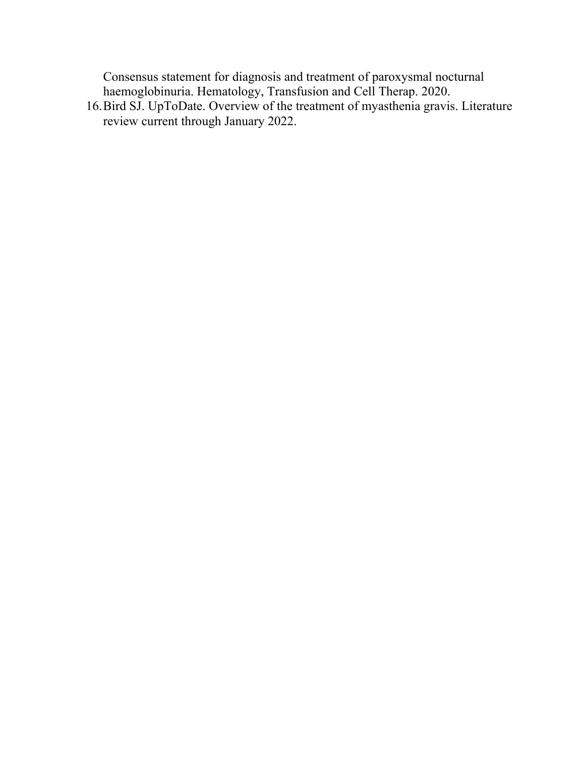Consensus statement for diagnosis and treatment of paroxysmal nocturnal haemoglobinuria. Hematology, Transfusion and Cell Therap. 2020.

16. Bird SJ. UpToDate. Overview of the treatment of myasthenia gravis. Literature review current through January 2022.